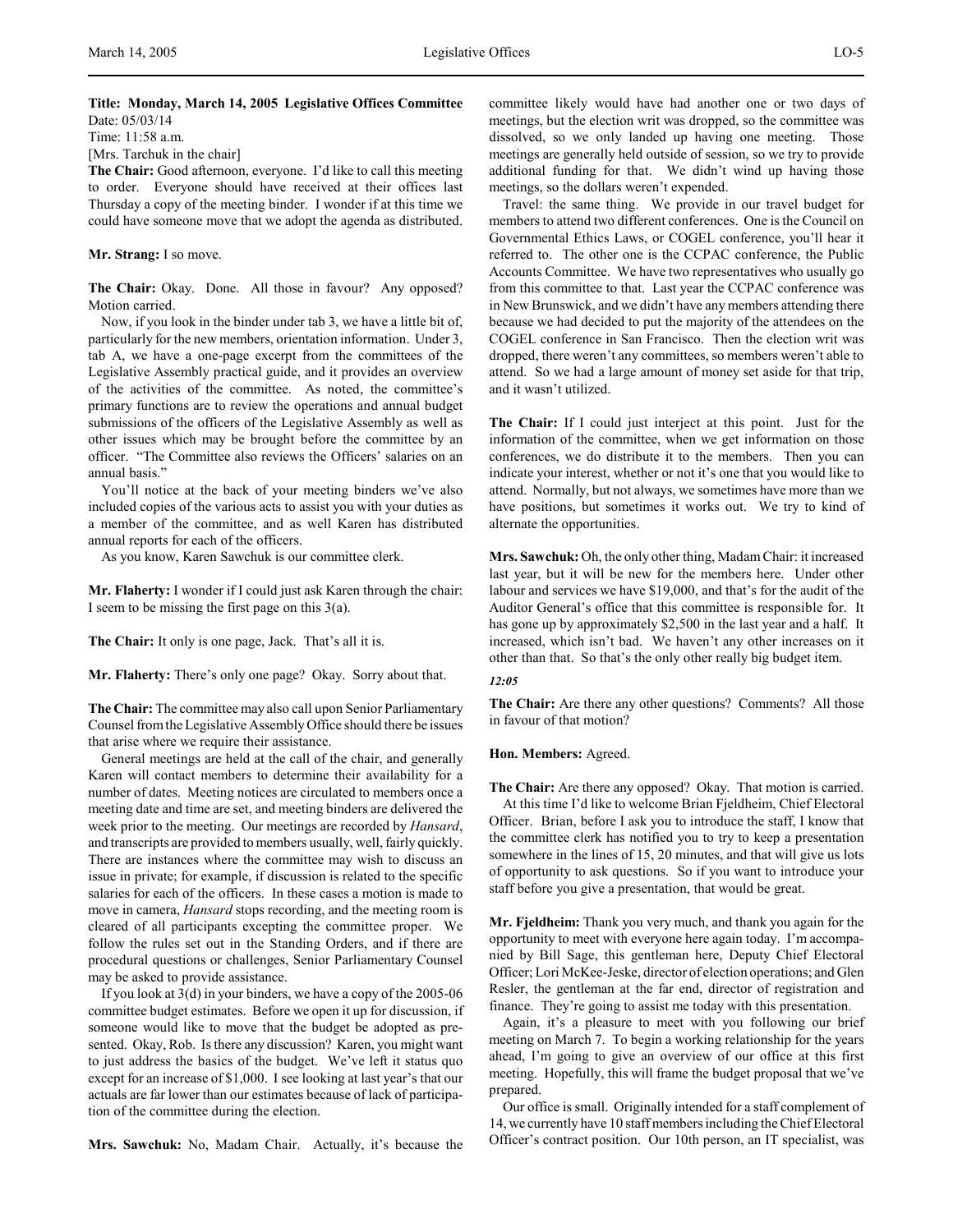**Title: Monday, March 14, 2005 Legislative Offices Committee**
Date: 05/03/14
Time: 11:58 a.m.
[Mrs. Tarchuk in the chair]

**The Chair:** Good afternoon, everyone. I'd like to call this meeting to order. Everyone should have received at their offices last Thursday a copy of the meeting binder. I wonder if at this time we could have someone move that we adopt the agenda as distributed.

**Mr. Strang:** I so move.

**The Chair:** Okay. Done. All those in favour? Any opposed? Motion carried.

Now, if you look in the binder under tab 3, we have a little bit of, particularly for the new members, orientation information. Under 3, tab A, we have a one-page excerpt from the committees of the Legislative Assembly practical guide, and it provides an overview of the activities of the committee. As noted, the committee's primary functions are to review the operations and annual budget submissions of the officers of the Legislative Assembly as well as other issues which may be brought before the committee by an officer. "The Committee also reviews the Officers' salaries on an annual basis."

You'll notice at the back of your meeting binders we've also included copies of the various acts to assist you with your duties as a member of the committee, and as well Karen has distributed annual reports for each of the officers.

As you know, Karen Sawchuk is our committee clerk.

**Mr. Flaherty:** I wonder if I could just ask Karen through the chair: I seem to be missing the first page on this 3(a).

**The Chair:** It only is one page, Jack. That's all it is.

**Mr. Flaherty:** There's only one page? Okay. Sorry about that.

**The Chair:** The committee may also call upon Senior Parliamentary Counsel from the Legislative Assembly Office should there be issues that arise where we require their assistance.

General meetings are held at the call of the chair, and generally Karen will contact members to determine their availability for a number of dates. Meeting notices are circulated to members once a meeting date and time are set, and meeting binders are delivered the week prior to the meeting. Our meetings are recorded by *Hansard*, and transcripts are provided to members usually, well, fairly quickly. There are instances where the committee may wish to discuss an issue in private; for example, if discussion is related to the specific salaries for each of the officers. In these cases a motion is made to move in camera, *Hansard* stops recording, and the meeting room is cleared of all participants excepting the committee proper. We follow the rules set out in the Standing Orders, and if there are procedural questions or challenges, Senior Parliamentary Counsel may be asked to provide assistance.

If you look at 3(d) in your binders, we have a copy of the 2005-06 committee budget estimates. Before we open it up for discussion, if someone would like to move that the budget be adopted as presented. Okay, Rob. Is there any discussion? Karen, you might want to just address the basics of the budget. We've left it status quo except for an increase of $1,000. I see looking at last year's that our actuals are far lower than our estimates because of lack of participation of the committee during the election.

**Mrs. Sawchuk:** No, Madam Chair. Actually, it's because the committee likely would have had another one or two days of meetings, but the election writ was dropped, so the committee was dissolved, so we only landed up having one meeting. Those meetings are generally held outside of session, so we try to provide additional funding for that. We didn't wind up having those meetings, so the dollars weren't expended.

Travel: the same thing. We provide in our travel budget for members to attend two different conferences. One is the Council on Governmental Ethics Laws, or COGEL conference, you'll hear it referred to. The other one is the CCPAC conference, the Public Accounts Committee. We have two representatives who usually go from this committee to that. Last year the CCPAC conference was in New Brunswick, and we didn't have any members attending there because we had decided to put the majority of the attendees on the COGEL conference in San Francisco. Then the election writ was dropped, there weren't any committees, so members weren't able to attend. So we had a large amount of money set aside for that trip, and it wasn't utilized.

**The Chair:** If I could just interject at this point. Just for the information of the committee, when we get information on those conferences, we do distribute it to the members. Then you can indicate your interest, whether or not it's one that you would like to attend. Normally, but not always, we sometimes have more than we have positions, but sometimes it works out. We try to kind of alternate the opportunities.

**Mrs. Sawchuk:** Oh, the only other thing, Madam Chair: it increased last year, but it will be new for the members here. Under other labour and services we have $19,000, and that's for the audit of the Auditor General's office that this committee is responsible for. It has gone up by approximately $2,500 in the last year and a half. It increased, which isn't bad. We haven't any other increases on it other than that. So that's the only other really big budget item.

*12:05*

**The Chair:** Are there any other questions? Comments? All those in favour of that motion?

**Hon. Members:** Agreed.

**The Chair:** Are there any opposed? Okay. That motion is carried.

At this time I'd like to welcome Brian Fjeldheim, Chief Electoral Officer. Brian, before I ask you to introduce the staff, I know that the committee clerk has notified you to try to keep a presentation somewhere in the lines of 15, 20 minutes, and that will give us lots of opportunity to ask questions. So if you want to introduce your staff before you give a presentation, that would be great.

**Mr. Fjeldheim:** Thank you very much, and thank you again for the opportunity to meet with everyone here again today. I'm accompanied by Bill Sage, this gentleman here, Deputy Chief Electoral Officer; Lori McKee-Jeske, director of election operations; and Glen Resler, the gentleman at the far end, director of registration and finance. They're going to assist me today with this presentation.

Again, it's a pleasure to meet with you following our brief meeting on March 7. To begin a working relationship for the years ahead, I'm going to give an overview of our office at this first meeting. Hopefully, this will frame the budget proposal that we've prepared.

Our office is small. Originally intended for a staff complement of 14, we currently have 10 staff members including the Chief Electoral Officer's contract position. Our 10th person, an IT specialist, was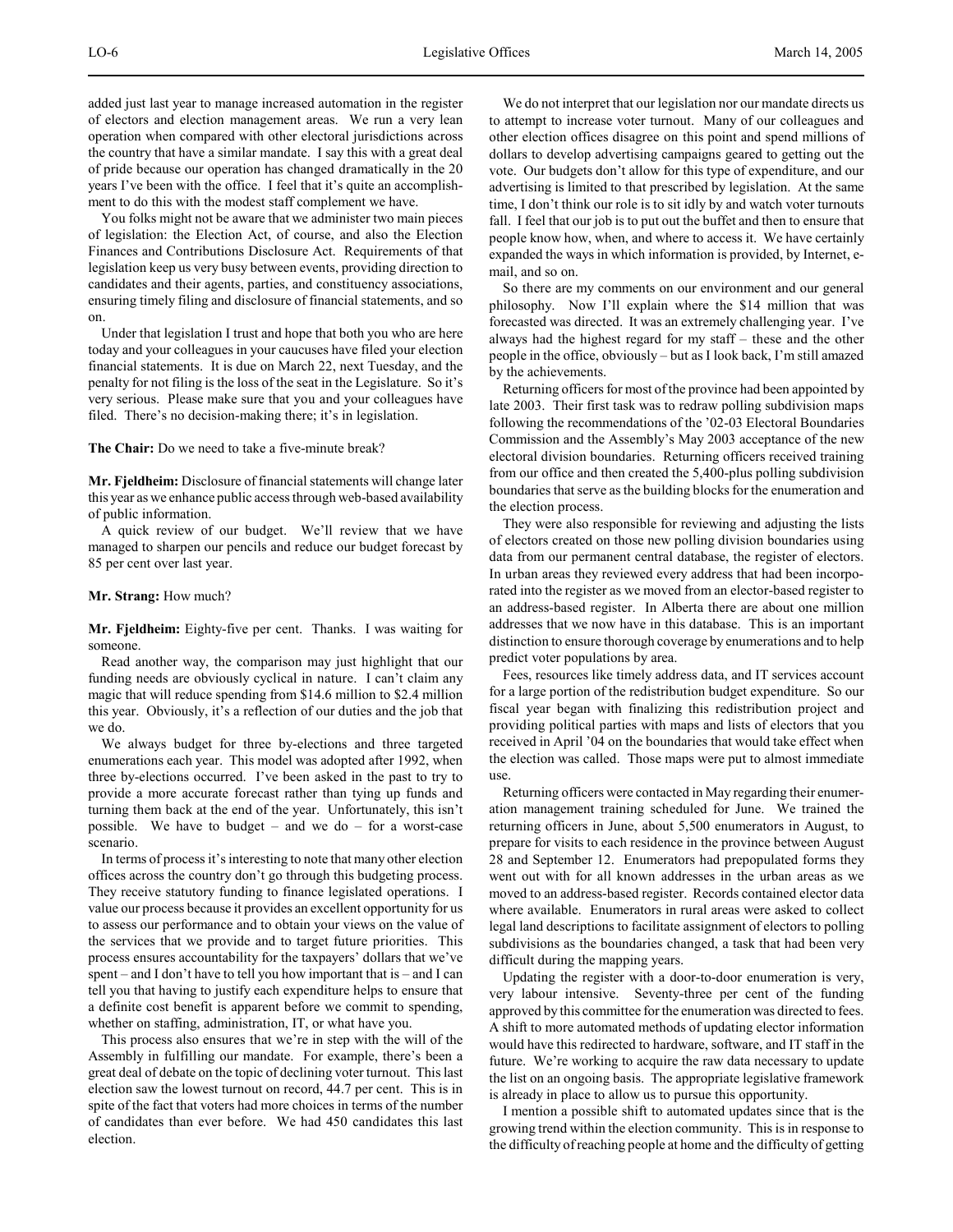added just last year to manage increased automation in the register of electors and election management areas. We run a very lean operation when compared with other electoral jurisdictions across the country that have a similar mandate. I say this with a great deal of pride because our operation has changed dramatically in the 20 years I've been with the office. I feel that it's quite an accomplishment to do this with the modest staff complement we have.

You folks might not be aware that we administer two main pieces of legislation: the Election Act, of course, and also the Election Finances and Contributions Disclosure Act. Requirements of that legislation keep us very busy between events, providing direction to candidates and their agents, parties, and constituency associations, ensuring timely filing and disclosure of financial statements, and so on.

Under that legislation I trust and hope that both you who are here today and your colleagues in your caucuses have filed your election financial statements. It is due on March 22, next Tuesday, and the penalty for not filing is the loss of the seat in the Legislature. So it's very serious. Please make sure that you and your colleagues have filed. There's no decision-making there; it's in legislation.

**The Chair:** Do we need to take a five-minute break?

**Mr. Fjeldheim:** Disclosure of financial statements will change later this year as we enhance public access through web-based availability of public information.

A quick review of our budget. We'll review that we have managed to sharpen our pencils and reduce our budget forecast by 85 per cent over last year.

**Mr. Strang:** How much?

**Mr. Fjeldheim:** Eighty-five per cent. Thanks. I was waiting for someone.

Read another way, the comparison may just highlight that our funding needs are obviously cyclical in nature. I can't claim any magic that will reduce spending from $14.6 million to $2.4 million this year. Obviously, it's a reflection of our duties and the job that we do.

We always budget for three by-elections and three targeted enumerations each year. This model was adopted after 1992, when three by-elections occurred. I've been asked in the past to try to provide a more accurate forecast rather than tying up funds and turning them back at the end of the year. Unfortunately, this isn't possible. We have to budget – and we do – for a worst-case scenario.

In terms of process it's interesting to note that many other election offices across the country don't go through this budgeting process. They receive statutory funding to finance legislated operations. I value our process because it provides an excellent opportunity for us to assess our performance and to obtain your views on the value of the services that we provide and to target future priorities. This process ensures accountability for the taxpayers' dollars that we've spent – and I don't have to tell you how important that is – and I can tell you that having to justify each expenditure helps to ensure that a definite cost benefit is apparent before we commit to spending, whether on staffing, administration, IT, or what have you.

This process also ensures that we're in step with the will of the Assembly in fulfilling our mandate. For example, there's been a great deal of debate on the topic of declining voter turnout. This last election saw the lowest turnout on record, 44.7 per cent. This is in spite of the fact that voters had more choices in terms of the number of candidates than ever before. We had 450 candidates this last election.

We do not interpret that our legislation nor our mandate directs us to attempt to increase voter turnout. Many of our colleagues and other election offices disagree on this point and spend millions of dollars to develop advertising campaigns geared to getting out the vote. Our budgets don't allow for this type of expenditure, and our advertising is limited to that prescribed by legislation. At the same time, I don't think our role is to sit idly by and watch voter turnouts fall. I feel that our job is to put out the buffet and then to ensure that people know how, when, and where to access it. We have certainly expanded the ways in which information is provided, by Internet, e-mail, and so on.

So there are my comments on our environment and our general philosophy. Now I'll explain where the $14 million that was forecasted was directed. It was an extremely challenging year. I've always had the highest regard for my staff – these and the other people in the office, obviously – but as I look back, I'm still amazed by the achievements.

Returning officers for most of the province had been appointed by late 2003. Their first task was to redraw polling subdivision maps following the recommendations of the '02-03 Electoral Boundaries Commission and the Assembly's May 2003 acceptance of the new electoral division boundaries. Returning officers received training from our office and then created the 5,400-plus polling subdivision boundaries that serve as the building blocks for the enumeration and the election process.

They were also responsible for reviewing and adjusting the lists of electors created on those new polling division boundaries using data from our permanent central database, the register of electors. In urban areas they reviewed every address that had been incorporated into the register as we moved from an elector-based register to an address-based register. In Alberta there are about one million addresses that we now have in this database. This is an important distinction to ensure thorough coverage by enumerations and to help predict voter populations by area.

Fees, resources like timely address data, and IT services account for a large portion of the redistribution budget expenditure. So our fiscal year began with finalizing this redistribution project and providing political parties with maps and lists of electors that you received in April '04 on the boundaries that would take effect when the election was called. Those maps were put to almost immediate use.

Returning officers were contacted in May regarding their enumeration management training scheduled for June. We trained the returning officers in June, about 5,500 enumerators in August, to prepare for visits to each residence in the province between August 28 and September 12. Enumerators had prepopulated forms they went out with for all known addresses in the urban areas as we moved to an address-based register. Records contained elector data where available. Enumerators in rural areas were asked to collect legal land descriptions to facilitate assignment of electors to polling subdivisions as the boundaries changed, a task that had been very difficult during the mapping years.

Updating the register with a door-to-door enumeration is very, very labour intensive. Seventy-three per cent of the funding approved by this committee for the enumeration was directed to fees. A shift to more automated methods of updating elector information would have this redirected to hardware, software, and IT staff in the future. We're working to acquire the raw data necessary to update the list on an ongoing basis. The appropriate legislative framework is already in place to allow us to pursue this opportunity.

I mention a possible shift to automated updates since that is the growing trend within the election community. This is in response to the difficulty of reaching people at home and the difficulty of getting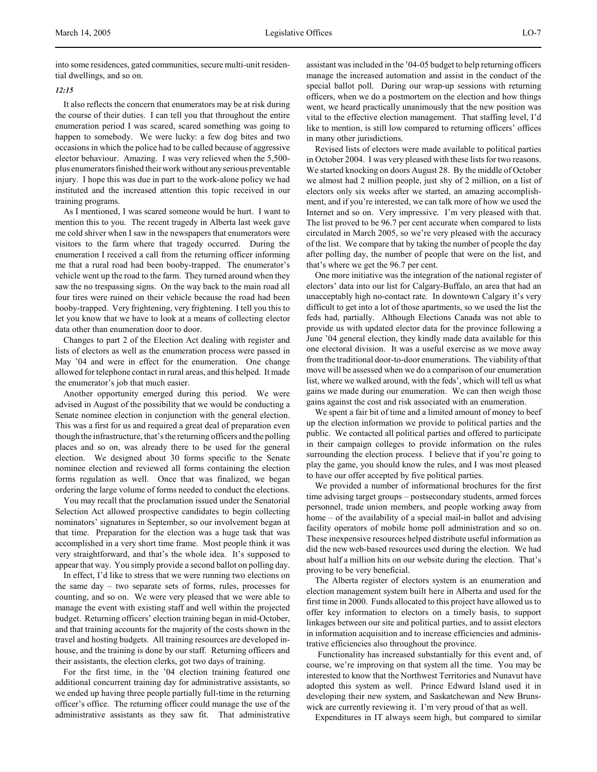into some residences, gated communities, secure multi-unit residential dwellings, and so on.

*12:15*

It also reflects the concern that enumerators may be at risk during the course of their duties. I can tell you that throughout the entire enumeration period I was scared, scared something was going to happen to somebody. We were lucky: a few dog bites and two occasions in which the police had to be called because of aggressive elector behaviour. Amazing. I was very relieved when the 5,500-plus enumerators finished their work without any serious preventable injury. I hope this was due in part to the work-alone policy we had instituted and the increased attention this topic received in our training programs.

As I mentioned, I was scared someone would be hurt. I want to mention this to you. The recent tragedy in Alberta last week gave me cold shiver when I saw in the newspapers that enumerators were visitors to the farm where that tragedy occurred. During the enumeration I received a call from the returning officer informing me that a rural road had been booby-trapped. The enumerator's vehicle went up the road to the farm. They turned around when they saw the no trespassing signs. On the way back to the main road all four tires were ruined on their vehicle because the road had been booby-trapped. Very frightening, very frightening. I tell you this to let you know that we have to look at a means of collecting elector data other than enumeration door to door.

Changes to part 2 of the Election Act dealing with register and lists of electors as well as the enumeration process were passed in May '04 and were in effect for the enumeration. One change allowed for telephone contact in rural areas, and this helped. It made the enumerator's job that much easier.

Another opportunity emerged during this period. We were advised in August of the possibility that we would be conducting a Senate nominee election in conjunction with the general election. This was a first for us and required a great deal of preparation even though the infrastructure, that's the returning officers and the polling places and so on, was already there to be used for the general election. We designed about 30 forms specific to the Senate nominee election and reviewed all forms containing the election forms regulation as well. Once that was finalized, we began ordering the large volume of forms needed to conduct the elections.

You may recall that the proclamation issued under the Senatorial Selection Act allowed prospective candidates to begin collecting nominators' signatures in September, so our involvement began at that time. Preparation for the election was a huge task that was accomplished in a very short time frame. Most people think it was very straightforward, and that's the whole idea. It's supposed to appear that way. You simply provide a second ballot on polling day.

In effect, I'd like to stress that we were running two elections on the same day – two separate sets of forms, rules, processes for counting, and so on. We were very pleased that we were able to manage the event with existing staff and well within the projected budget. Returning officers' election training began in mid-October, and that training accounts for the majority of the costs shown in the travel and hosting budgets. All training resources are developed in-house, and the training is done by our staff. Returning officers and their assistants, the election clerks, got two days of training.

For the first time, in the '04 election training featured one additional concurrent training day for administrative assistants, so we ended up having three people partially full-time in the returning officer's office. The returning officer could manage the use of the administrative assistants as they saw fit. That administrative assistant was included in the '04-05 budget to help returning officers manage the increased automation and assist in the conduct of the special ballot poll. During our wrap-up sessions with returning officers, when we do a postmortem on the election and how things went, we heard practically unanimously that the new position was vital to the effective election management. That staffing level, I'd like to mention, is still low compared to returning officers' offices in many other jurisdictions.

Revised lists of electors were made available to political parties in October 2004. I was very pleased with these lists for two reasons. We started knocking on doors August 28. By the middle of October we almost had 2 million people, just shy of 2 million, on a list of electors only six weeks after we started, an amazing accomplishment, and if you're interested, we can talk more of how we used the Internet and so on. Very impressive. I'm very pleased with that. The list proved to be 96.7 per cent accurate when compared to lists circulated in March 2005, so we're very pleased with the accuracy of the list. We compare that by taking the number of people the day after polling day, the number of people that were on the list, and that's where we get the 96.7 per cent.

One more initiative was the integration of the national register of electors' data into our list for Calgary-Buffalo, an area that had an unacceptably high no-contact rate. In downtown Calgary it's very difficult to get into a lot of those apartments, so we used the list the feds had, partially. Although Elections Canada was not able to provide us with updated elector data for the province following a June '04 general election, they kindly made data available for this one electoral division. It was a useful exercise as we move away from the traditional door-to-door enumerations. The viability of that move will be assessed when we do a comparison of our enumeration list, where we walked around, with the feds', which will tell us what gains we made during our enumeration. We can then weigh those gains against the cost and risk associated with an enumeration.

We spent a fair bit of time and a limited amount of money to beef up the election information we provide to political parties and the public. We contacted all political parties and offered to participate in their campaign colleges to provide information on the rules surrounding the election process. I believe that if you're going to play the game, you should know the rules, and I was most pleased to have our offer accepted by five political parties.

We provided a number of informational brochures for the first time advising target groups – postsecondary students, armed forces personnel, trade union members, and people working away from home – of the availability of a special mail-in ballot and advising facility operators of mobile home poll administration and so on. These inexpensive resources helped distribute useful information as did the new web-based resources used during the election. We had about half a million hits on our website during the election. That's proving to be very beneficial.

The Alberta register of electors system is an enumeration and election management system built here in Alberta and used for the first time in 2000. Funds allocated to this project have allowed us to offer key information to electors on a timely basis, to support linkages between our site and political parties, and to assist electors in information acquisition and to increase efficiencies and administrative efficiencies also throughout the province.

Functionality has increased substantially for this event and, of course, we're improving on that system all the time. You may be interested to know that the Northwest Territories and Nunavut have adopted this system as well. Prince Edward Island used it in developing their new system, and Saskatchewan and New Brunswick are currently reviewing it. I'm very proud of that as well.

Expenditures in IT always seem high, but compared to similar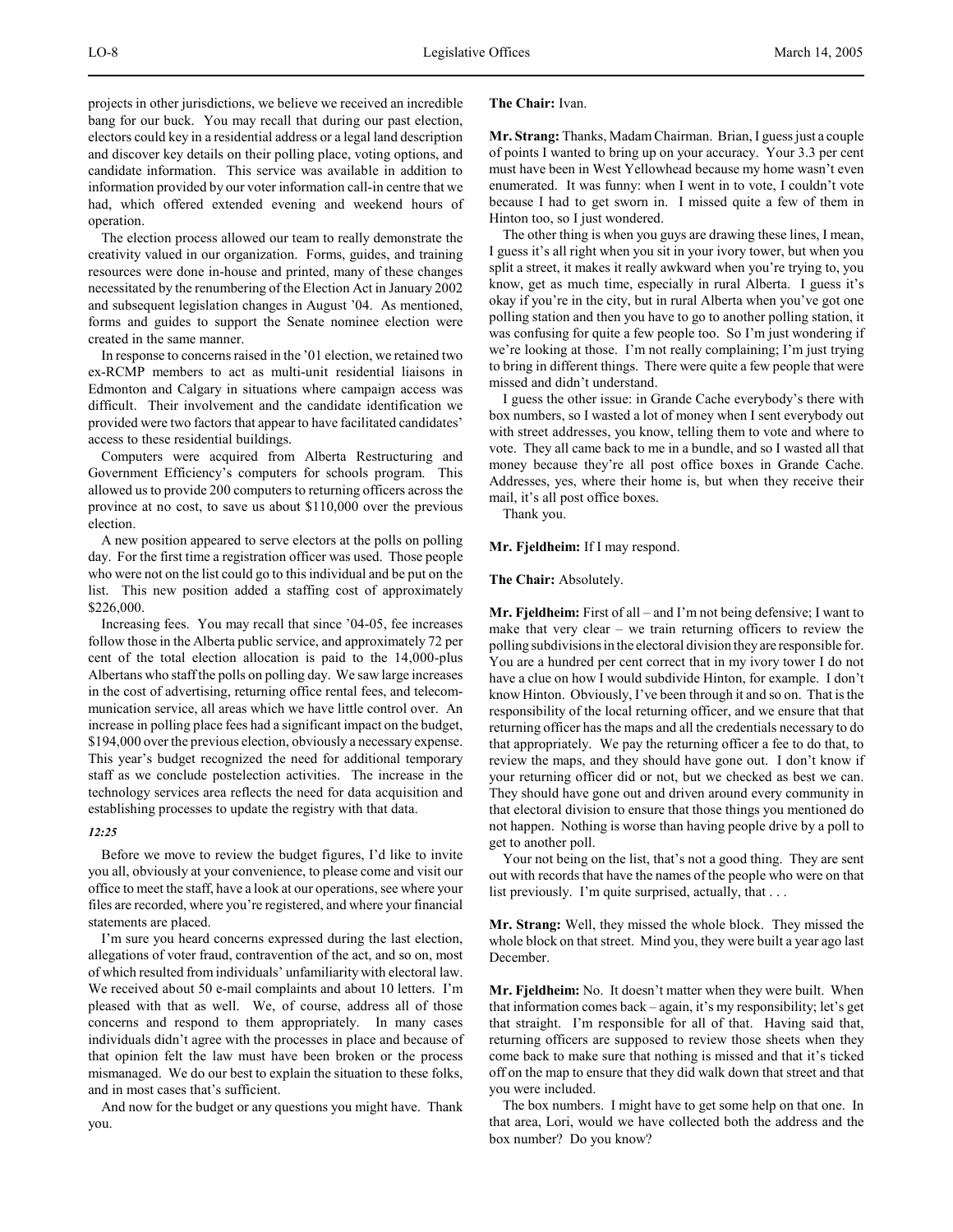projects in other jurisdictions, we believe we received an incredible bang for our buck. You may recall that during our past election, electors could key in a residential address or a legal land description and discover key details on their polling place, voting options, and candidate information. This service was available in addition to information provided by our voter information call-in centre that we had, which offered extended evening and weekend hours of operation.

The election process allowed our team to really demonstrate the creativity valued in our organization. Forms, guides, and training resources were done in-house and printed, many of these changes necessitated by the renumbering of the Election Act in January 2002 and subsequent legislation changes in August '04. As mentioned, forms and guides to support the Senate nominee election were created in the same manner.

In response to concerns raised in the '01 election, we retained two ex-RCMP members to act as multi-unit residential liaisons in Edmonton and Calgary in situations where campaign access was difficult. Their involvement and the candidate identification we provided were two factors that appear to have facilitated candidates' access to these residential buildings.

Computers were acquired from Alberta Restructuring and Government Efficiency's computers for schools program. This allowed us to provide 200 computers to returning officers across the province at no cost, to save us about $110,000 over the previous election.

A new position appeared to serve electors at the polls on polling day. For the first time a registration officer was used. Those people who were not on the list could go to this individual and be put on the list. This new position added a staffing cost of approximately $226,000.

Increasing fees. You may recall that since '04-05, fee increases follow those in the Alberta public service, and approximately 72 per cent of the total election allocation is paid to the 14,000-plus Albertans who staff the polls on polling day. We saw large increases in the cost of advertising, returning office rental fees, and telecommunication service, all areas which we have little control over. An increase in polling place fees had a significant impact on the budget, $194,000 over the previous election, obviously a necessary expense. This year's budget recognized the need for additional temporary staff as we conclude postelection activities. The increase in the technology services area reflects the need for data acquisition and establishing processes to update the registry with that data.

*12:25*

Before we move to review the budget figures, I'd like to invite you all, obviously at your convenience, to please come and visit our office to meet the staff, have a look at our operations, see where your files are recorded, where you're registered, and where your financial statements are placed.

I'm sure you heard concerns expressed during the last election, allegations of voter fraud, contravention of the act, and so on, most of which resulted from individuals' unfamiliarity with electoral law. We received about 50 e-mail complaints and about 10 letters. I'm pleased with that as well. We, of course, address all of those concerns and respond to them appropriately. In many cases individuals didn't agree with the processes in place and because of that opinion felt the law must have been broken or the process mismanaged. We do our best to explain the situation to these folks, and in most cases that's sufficient.

And now for the budget or any questions you might have. Thank you.

**The Chair:** Ivan.

**Mr. Strang:** Thanks, Madam Chairman. Brian, I guess just a couple of points I wanted to bring up on your accuracy. Your 3.3 per cent must have been in West Yellowhead because my home wasn't even enumerated. It was funny: when I went in to vote, I couldn't vote because I had to get sworn in. I missed quite a few of them in Hinton too, so I just wondered.

The other thing is when you guys are drawing these lines, I mean, I guess it's all right when you sit in your ivory tower, but when you split a street, it makes it really awkward when you're trying to, you know, get as much time, especially in rural Alberta. I guess it's okay if you're in the city, but in rural Alberta when you've got one polling station and then you have to go to another polling station, it was confusing for quite a few people too. So I'm just wondering if we're looking at those. I'm not really complaining; I'm just trying to bring in different things. There were quite a few people that were missed and didn't understand.

I guess the other issue: in Grande Cache everybody's there with box numbers, so I wasted a lot of money when I sent everybody out with street addresses, you know, telling them to vote and where to vote. They all came back to me in a bundle, and so I wasted all that money because they're all post office boxes in Grande Cache. Addresses, yes, where their home is, but when they receive their mail, it's all post office boxes.

Thank you.

**Mr. Fjeldheim:** If I may respond.

**The Chair:** Absolutely.

**Mr. Fjeldheim:** First of all – and I'm not being defensive; I want to make that very clear – we train returning officers to review the polling subdivisions in the electoral division they are responsible for. You are a hundred per cent correct that in my ivory tower I do not have a clue on how I would subdivide Hinton, for example. I don't know Hinton. Obviously, I've been through it and so on. That is the responsibility of the local returning officer, and we ensure that that returning officer has the maps and all the credentials necessary to do that appropriately. We pay the returning officer a fee to do that, to review the maps, and they should have gone out. I don't know if your returning officer did or not, but we checked as best we can. They should have gone out and driven around every community in that electoral division to ensure that those things you mentioned do not happen. Nothing is worse than having people drive by a poll to get to another poll.

Your not being on the list, that's not a good thing. They are sent out with records that have the names of the people who were on that list previously. I'm quite surprised, actually, that . . .

**Mr. Strang:** Well, they missed the whole block. They missed the whole block on that street. Mind you, they were built a year ago last December.

**Mr. Fjeldheim:** No. It doesn't matter when they were built. When that information comes back – again, it's my responsibility; let's get that straight. I'm responsible for all of that. Having said that, returning officers are supposed to review those sheets when they come back to make sure that nothing is missed and that it's ticked off on the map to ensure that they did walk down that street and that you were included.

The box numbers. I might have to get some help on that one. In that area, Lori, would we have collected both the address and the box number? Do you know?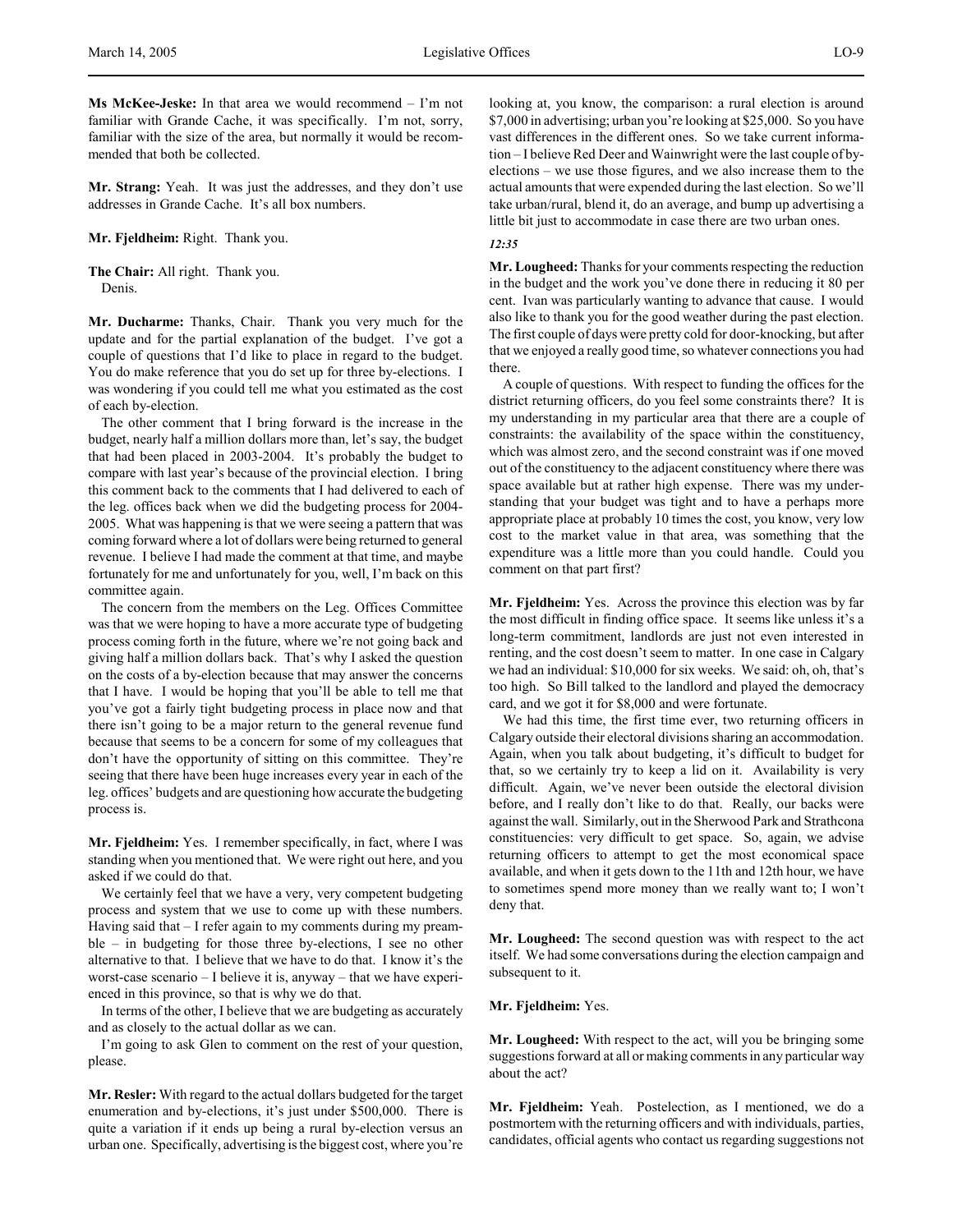**Ms McKee-Jeske:** In that area we would recommend – I'm not familiar with Grande Cache, it was specifically. I'm not, sorry, familiar with the size of the area, but normally it would be recommended that both be collected.

**Mr. Strang:** Yeah. It was just the addresses, and they don't use addresses in Grande Cache. It's all box numbers.

**Mr. Fjeldheim:** Right. Thank you.

**The Chair:** All right. Thank you.
Denis.

**Mr. Ducharme:** Thanks, Chair. Thank you very much for the update and for the partial explanation of the budget. I've got a couple of questions that I'd like to place in regard to the budget. You do make reference that you do set up for three by-elections. I was wondering if you could tell me what you estimated as the cost of each by-election.

The other comment that I bring forward is the increase in the budget, nearly half a million dollars more than, let's say, the budget that had been placed in 2003-2004. It's probably the budget to compare with last year's because of the provincial election. I bring this comment back to the comments that I had delivered to each of the leg. offices back when we did the budgeting process for 2004-2005. What was happening is that we were seeing a pattern that was coming forward where a lot of dollars were being returned to general revenue. I believe I had made the comment at that time, and maybe fortunately for me and unfortunately for you, well, I'm back on this committee again.

The concern from the members on the Leg. Offices Committee was that we were hoping to have a more accurate type of budgeting process coming forth in the future, where we're not going back and giving half a million dollars back. That's why I asked the question on the costs of a by-election because that may answer the concerns that I have. I would be hoping that you'll be able to tell me that you've got a fairly tight budgeting process in place now and that there isn't going to be a major return to the general revenue fund because that seems to be a concern for some of my colleagues that don't have the opportunity of sitting on this committee. They're seeing that there have been huge increases every year in each of the leg. offices' budgets and are questioning how accurate the budgeting process is.

**Mr. Fjeldheim:** Yes. I remember specifically, in fact, where I was standing when you mentioned that. We were right out here, and you asked if we could do that.

We certainly feel that we have a very, very competent budgeting process and system that we use to come up with these numbers. Having said that – I refer again to my comments during my preamble – in budgeting for those three by-elections, I see no other alternative to that. I believe that we have to do that. I know it's the worst-case scenario – I believe it is, anyway – that we have experienced in this province, so that is why we do that.

In terms of the other, I believe that we are budgeting as accurately and as closely to the actual dollar as we can.

I'm going to ask Glen to comment on the rest of your question, please.

**Mr. Resler:** With regard to the actual dollars budgeted for the target enumeration and by-elections, it's just under $500,000. There is quite a variation if it ends up being a rural by-election versus an urban one. Specifically, advertising is the biggest cost, where you're looking at, you know, the comparison: a rural election is around $7,000 in advertising; urban you're looking at $25,000. So you have vast differences in the different ones. So we take current information – I believe Red Deer and Wainwright were the last couple of by-elections – we use those figures, and we also increase them to the actual amounts that were expended during the last election. So we'll take urban/rural, blend it, do an average, and bump up advertising a little bit just to accommodate in case there are two urban ones.

*12:35*

**Mr. Lougheed:** Thanks for your comments respecting the reduction in the budget and the work you've done there in reducing it 80 per cent. Ivan was particularly wanting to advance that cause. I would also like to thank you for the good weather during the past election. The first couple of days were pretty cold for door-knocking, but after that we enjoyed a really good time, so whatever connections you had there.

A couple of questions. With respect to funding the offices for the district returning officers, do you feel some constraints there? It is my understanding in my particular area that there are a couple of constraints: the availability of the space within the constituency, which was almost zero, and the second constraint was if one moved out of the constituency to the adjacent constituency where there was space available but at rather high expense. There was my understanding that your budget was tight and to have a perhaps more appropriate place at probably 10 times the cost, you know, very low cost to the market value in that area, was something that the expenditure was a little more than you could handle. Could you comment on that part first?

**Mr. Fjeldheim:** Yes. Across the province this election was by far the most difficult in finding office space. It seems like unless it's a long-term commitment, landlords are just not even interested in renting, and the cost doesn't seem to matter. In one case in Calgary we had an individual: $10,000 for six weeks. We said: oh, oh, that's too high. So Bill talked to the landlord and played the democracy card, and we got it for $8,000 and were fortunate.

We had this time, the first time ever, two returning officers in Calgary outside their electoral divisions sharing an accommodation. Again, when you talk about budgeting, it's difficult to budget for that, so we certainly try to keep a lid on it. Availability is very difficult. Again, we've never been outside the electoral division before, and I really don't like to do that. Really, our backs were against the wall. Similarly, out in the Sherwood Park and Strathcona constituencies: very difficult to get space. So, again, we advise returning officers to attempt to get the most economical space available, and when it gets down to the 11th and 12th hour, we have to sometimes spend more money than we really want to; I won't deny that.

**Mr. Lougheed:** The second question was with respect to the act itself. We had some conversations during the election campaign and subsequent to it.

**Mr. Fjeldheim:** Yes.

**Mr. Lougheed:** With respect to the act, will you be bringing some suggestions forward at all or making comments in any particular way about the act?

**Mr. Fjeldheim:** Yeah. Postelection, as I mentioned, we do a postmortem with the returning officers and with individuals, parties, candidates, official agents who contact us regarding suggestions not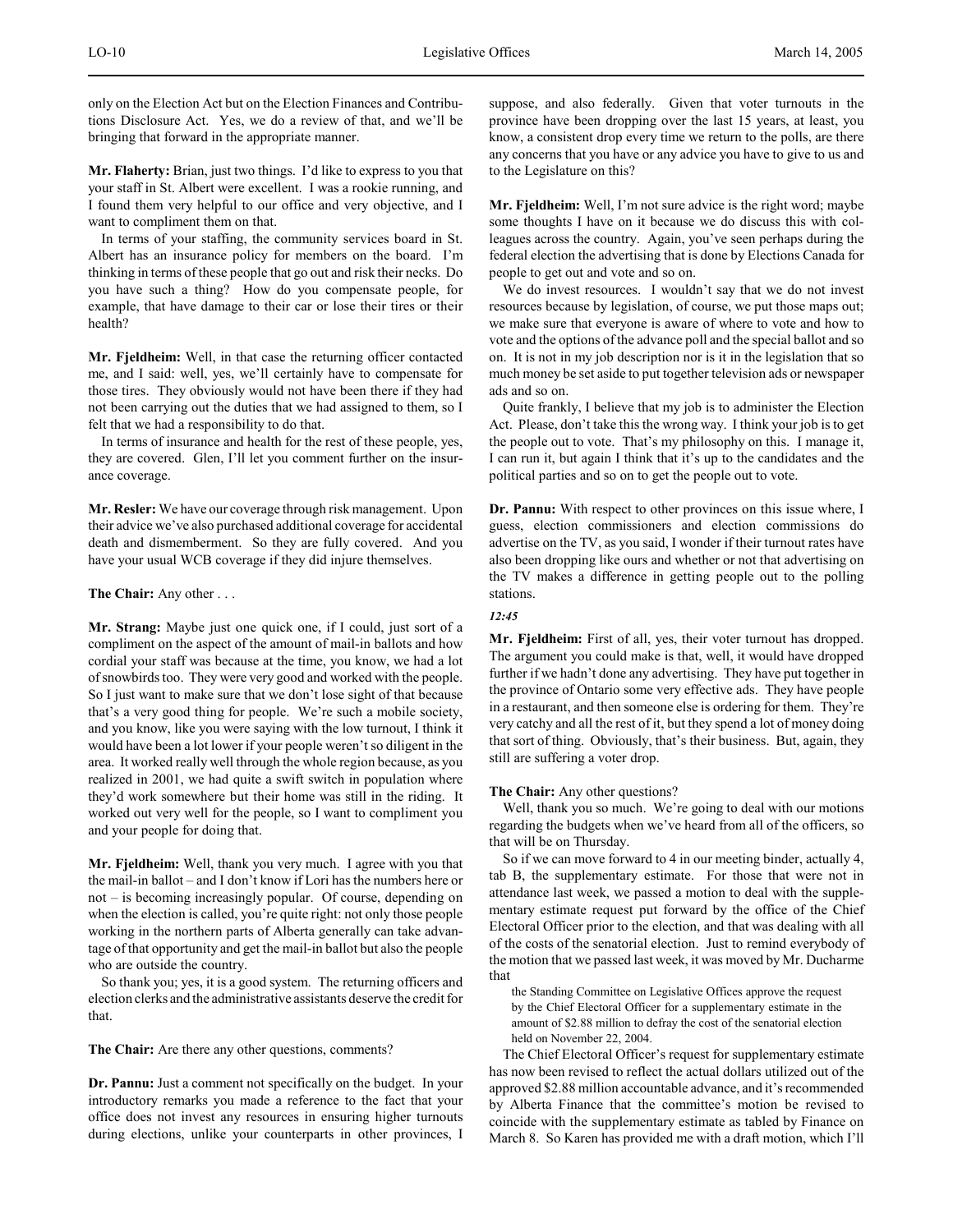only on the Election Act but on the Election Finances and Contributions Disclosure Act. Yes, we do a review of that, and we'll be bringing that forward in the appropriate manner.

**Mr. Flaherty:** Brian, just two things. I'd like to express to you that your staff in St. Albert were excellent. I was a rookie running, and I found them very helpful to our office and very objective, and I want to compliment them on that.

In terms of your staffing, the community services board in St. Albert has an insurance policy for members on the board. I'm thinking in terms of these people that go out and risk their necks. Do you have such a thing? How do you compensate people, for example, that have damage to their car or lose their tires or their health?

**Mr. Fjeldheim:** Well, in that case the returning officer contacted me, and I said: well, yes, we'll certainly have to compensate for those tires. They obviously would not have been there if they had not been carrying out the duties that we had assigned to them, so I felt that we had a responsibility to do that.

In terms of insurance and health for the rest of these people, yes, they are covered. Glen, I'll let you comment further on the insurance coverage.

**Mr. Resler:** We have our coverage through risk management. Upon their advice we've also purchased additional coverage for accidental death and dismemberment. So they are fully covered. And you have your usual WCB coverage if they did injure themselves.

**The Chair:** Any other . . .

**Mr. Strang:** Maybe just one quick one, if I could, just sort of a compliment on the aspect of the amount of mail-in ballots and how cordial your staff was because at the time, you know, we had a lot of snowbirds too. They were very good and worked with the people. So I just want to make sure that we don't lose sight of that because that's a very good thing for people. We're such a mobile society, and you know, like you were saying with the low turnout, I think it would have been a lot lower if your people weren't so diligent in the area. It worked really well through the whole region because, as you realized in 2001, we had quite a swift switch in population where they'd work somewhere but their home was still in the riding. It worked out very well for the people, so I want to compliment you and your people for doing that.

**Mr. Fjeldheim:** Well, thank you very much. I agree with you that the mail-in ballot – and I don't know if Lori has the numbers here or not – is becoming increasingly popular. Of course, depending on when the election is called, you're quite right: not only those people working in the northern parts of Alberta generally can take advantage of that opportunity and get the mail-in ballot but also the people who are outside the country.

So thank you; yes, it is a good system. The returning officers and election clerks and the administrative assistants deserve the credit for that.

**The Chair:** Are there any other questions, comments?

**Dr. Pannu:** Just a comment not specifically on the budget. In your introductory remarks you made a reference to the fact that your office does not invest any resources in ensuring higher turnouts during elections, unlike your counterparts in other provinces, I suppose, and also federally. Given that voter turnouts in the province have been dropping over the last 15 years, at least, you know, a consistent drop every time we return to the polls, are there any concerns that you have or any advice you have to give to us and to the Legislature on this?

**Mr. Fjeldheim:** Well, I'm not sure advice is the right word; maybe some thoughts I have on it because we do discuss this with colleagues across the country. Again, you've seen perhaps during the federal election the advertising that is done by Elections Canada for people to get out and vote and so on.

We do invest resources. I wouldn't say that we do not invest resources because by legislation, of course, we put those maps out; we make sure that everyone is aware of where to vote and how to vote and the options of the advance poll and the special ballot and so on. It is not in my job description nor is it in the legislation that so much money be set aside to put together television ads or newspaper ads and so on.

Quite frankly, I believe that my job is to administer the Election Act. Please, don't take this the wrong way. I think your job is to get the people out to vote. That's my philosophy on this. I manage it, I can run it, but again I think that it's up to the candidates and the political parties and so on to get the people out to vote.

**Dr. Pannu:** With respect to other provinces on this issue where, I guess, election commissioners and election commissions do advertise on the TV, as you said, I wonder if their turnout rates have also been dropping like ours and whether or not that advertising on the TV makes a difference in getting people out to the polling stations.

*12:45*

**Mr. Fjeldheim:** First of all, yes, their voter turnout has dropped. The argument you could make is that, well, it would have dropped further if we hadn't done any advertising. They have put together in the province of Ontario some very effective ads. They have people in a restaurant, and then someone else is ordering for them. They're very catchy and all the rest of it, but they spend a lot of money doing that sort of thing. Obviously, that's their business. But, again, they still are suffering a voter drop.

**The Chair:** Any other questions?

Well, thank you so much. We're going to deal with our motions regarding the budgets when we've heard from all of the officers, so that will be on Thursday.

So if we can move forward to 4 in our meeting binder, actually 4, tab B, the supplementary estimate. For those that were not in attendance last week, we passed a motion to deal with the supplementary estimate request put forward by the office of the Chief Electoral Officer prior to the election, and that was dealing with all of the costs of the senatorial election. Just to remind everybody of the motion that we passed last week, it was moved by Mr. Ducharme that

> the Standing Committee on Legislative Offices approve the request by the Chief Electoral Officer for a supplementary estimate in the amount of $2.88 million to defray the cost of the senatorial election held on November 22, 2004.

The Chief Electoral Officer's request for supplementary estimate has now been revised to reflect the actual dollars utilized out of the approved $2.88 million accountable advance, and it's recommended by Alberta Finance that the committee's motion be revised to coincide with the supplementary estimate as tabled by Finance on March 8. So Karen has provided me with a draft motion, which I'll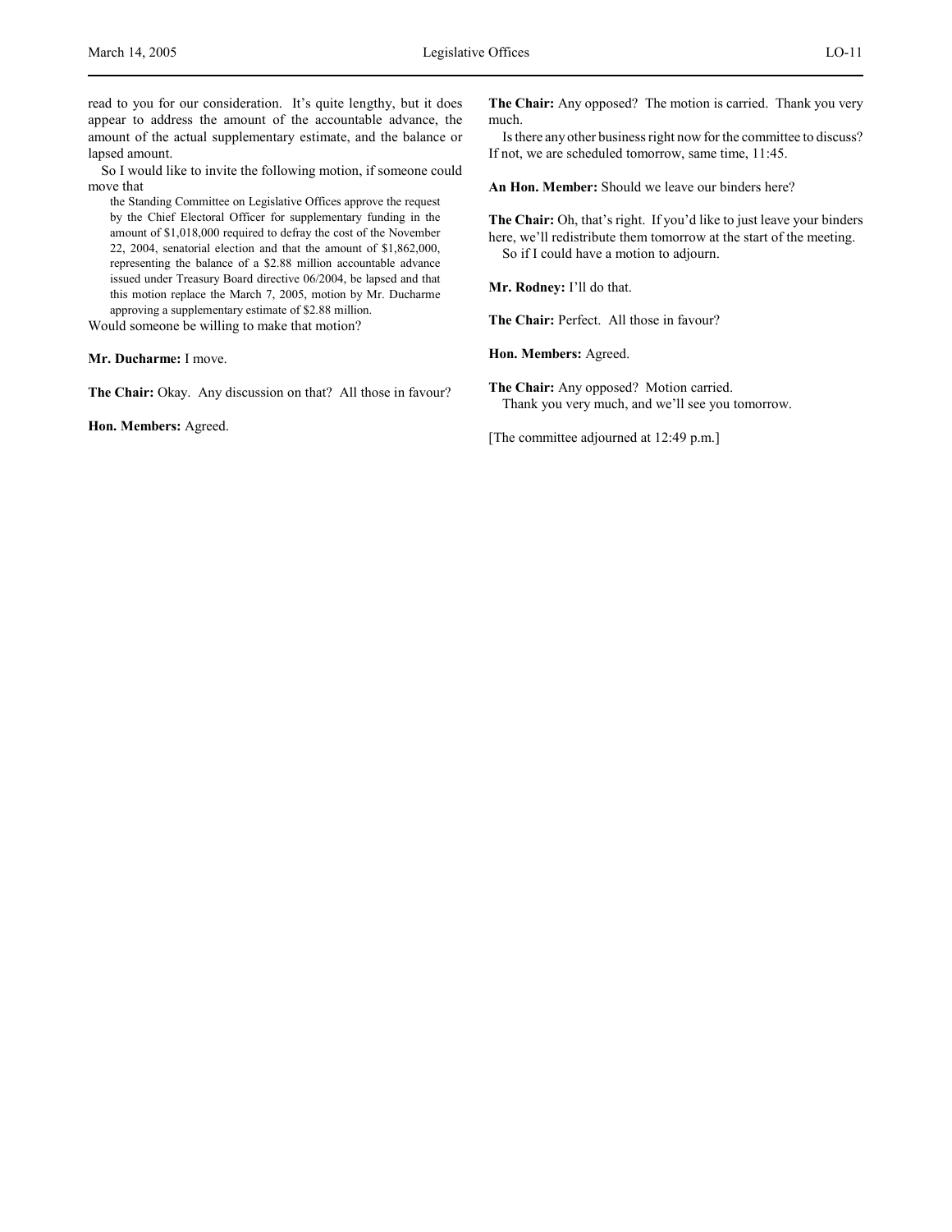read to you for our consideration. It's quite lengthy, but it does appear to address the amount of the accountable advance, the amount of the actual supplementary estimate, and the balance or lapsed amount.

So I would like to invite the following motion, if someone could move that

> the Standing Committee on Legislative Offices approve the request by the Chief Electoral Officer for supplementary funding in the amount of $1,018,000 required to defray the cost of the November 22, 2004, senatorial election and that the amount of $1,862,000, representing the balance of a $2.88 million accountable advance issued under Treasury Board directive 06/2004, be lapsed and that this motion replace the March 7, 2005, motion by Mr. Ducharme approving a supplementary estimate of $2.88 million.

Would someone be willing to make that motion?

**Mr. Ducharme:** I move.

**The Chair:** Okay. Any discussion on that? All those in favour?

**Hon. Members:** Agreed.

**The Chair:** Any opposed? The motion is carried. Thank you very much.

Is there any other business right now for the committee to discuss? If not, we are scheduled tomorrow, same time, 11:45.

**An Hon. Member:** Should we leave our binders here?

**The Chair:** Oh, that's right. If you'd like to just leave your binders here, we'll redistribute them tomorrow at the start of the meeting.

So if I could have a motion to adjourn.

**Mr. Rodney:** I'll do that.

**The Chair:** Perfect. All those in favour?

**Hon. Members:** Agreed.

**The Chair:** Any opposed? Motion carried.

Thank you very much, and we'll see you tomorrow.

[The committee adjourned at 12:49 p.m.]